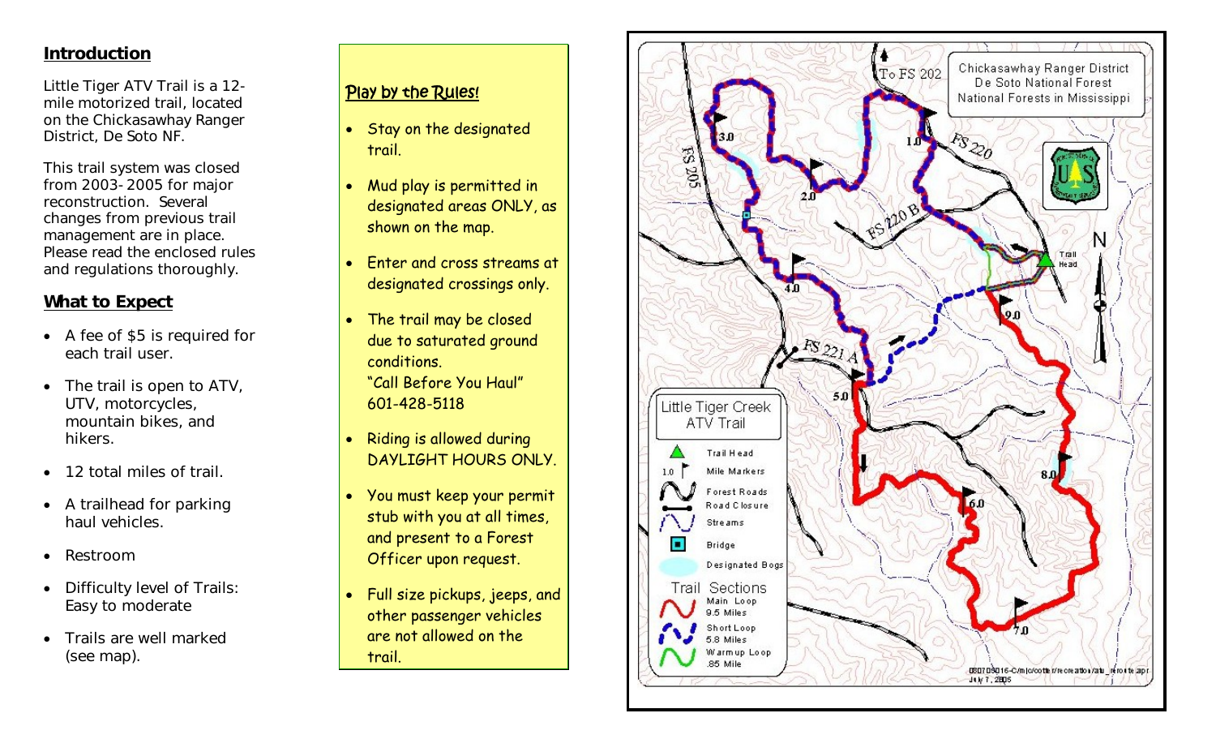## Introduction

Little Tiger ATV Trail is a 12-mile motorized trail, located on the Chickasawhay Ranger District, De Soto NF.

This trail system was closed from 2003-2005 for major reconstruction. Several changes from previous trail management are in place. Please read the enclosed rules and regulations thoroughly.

## What to Expect

- A fee of $5 is required for each trail user.
- The trail is open to ATV, UTV, motorcycles, mountain bikes, and hikers.
- 12 total miles of trail.
- A trailhead for parking haul vehicles.
- Restroom
- Difficulty level of Trails: Easy to moderate
- Trails are well marked (see map).

## Play by the Rules!

- Stay on the designated trail.
- Mud play is permitted in designated areas ONLY, as shown on the map.
- Enter and cross streams at designated crossings only.
- The trail may be closed due to saturated ground conditions. "Call Before You Haul" 601-428-5118
- Riding is allowed during DAYLIGHT HOURS ONLY.
- You must keep your permit stub with you at all times, and present to a Forest Officer upon request.
- Full size pickups, jeeps, and other passenger vehicles are not allowed on the trail.

Chickasawhay Ranger District
De Soto National Forest
National Forests in Mississippi

To FS 202 · FS 205 · FS 220 · FS 220 B · FS 221 A · Trail Head · N

1.0 · 2.0 · 3.0 · 4.0 · 5.0 · 6.0 · 7.0 · 8.0 · 9.0

**Little Tiger Creek ATV Trail**

- Trail Head
- Mile Markers
- Forest Roads
- Road Closure
- Streams
- Bridge
- Designated Bogs

**Trail Sections**

- Main Loop 9.5 Miles
- Short Loop 5.8 Miles
- Warmup Loop .85 Mile

080708016-C/m/cottet/recreation/atv_reroute.apr
July 7, 2005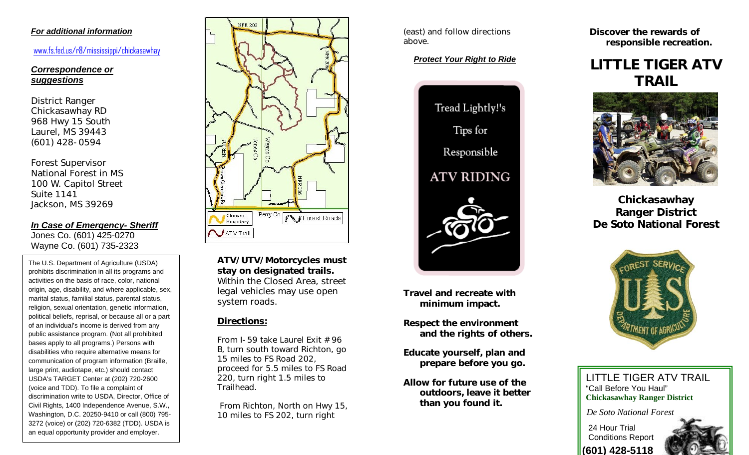***For additional information***

www.fs.fed.us/r8/mississippi/chickasawhay

***Correspondence or suggestions***

District Ranger
Chickasawhay RD
968 Hwy 15 South
Laurel, MS 39443
(601) 428-0594

Forest Supervisor
National Forest in MS
100 W. Capitol Street
Suite 1141
Jackson, MS 39269

***In Case of Emergency- Sheriff***
Jones Co. (601) 425-0270
Wayne Co. (601) 735-2323

The U.S. Department of Agriculture (USDA) prohibits discrimination in all its programs and activities on the basis of race, color, national origin, age, disability, and where applicable, sex, marital status, familial status, parental status, religion, sexual orientation, genetic information, political beliefs, reprisal, or because all or a part of an individual's income is derived from any public assistance program. (Not all prohibited bases apply to all programs.) Persons with disabilities who require alternative means for communication of program information (Braille, large print, audiotape, etc.) should contact USDA's TARGET Center at (202) 720-2600 (voice and TDD). To file a complaint of discrimination write to USDA, Director, Office of Civil Rights, 1400 Independence Avenue, S.W., Washington, D.C. 20250-9410 or call (800) 795-3272 (voice) or (202) 720-6382 (TDD). USDA is an equal opportunity provider and employer.

NFR 202
NFR 206
NFR 200
Jones Co.
Wayne Co.
NFR 216
Brown Cemetery Rd.
Perry Co.
Closure Boundary
ATV Trail
Forest Roads

**ATV/UTV/Motorcycles must stay on designated trails.** Within the Closed Area, street legal vehicles may use open system roads.

**Directions:**

From I-59 take Laurel Exit #96 B, turn south toward Richton, go 15 miles to FS Road 202, proceed for 5.5 miles to FS Road 220, turn right 1.5 miles to Trailhead.

From Richton, North on Hwy 15, 10 miles to FS 202, turn right (east) and follow directions above.

***Protect Your Right to Ride***

Tread Lightly!'s Tips for Responsible ATV RIDING

**Travel and recreate with minimum impact.**

**Respect the environment and the rights of others.**

**Educate yourself, plan and prepare before you go.**

**Allow for future use of the outdoors, leave it better than you found it.**

**Discover the rewards of responsible recreation.**

# LITTLE TIGER ATV TRAIL

**Chickasawhay Ranger District**
**De Soto National Forest**

LITTLE TIGER ATV TRAIL
"Call Before You Haul"
**Chickasawhay Ranger District**

*De Soto National Forest*

24 Hour Trial Conditions Report
**(601) 428-5118**